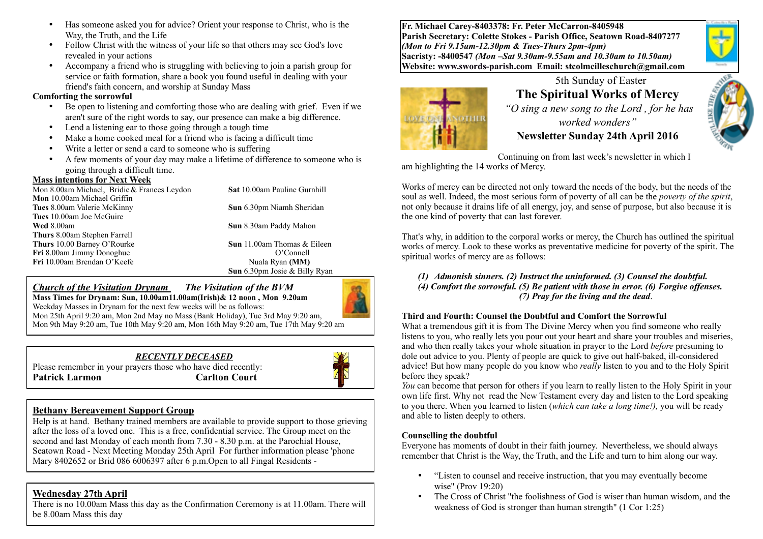- Has someone asked you for advice? Orient your response to Christ, who is the Way, the Truth, and the Life
- Follow Christ with the witness of your life so that others may see God's love revealed in your actions
- Accompany a friend who is struggling with believing to join a parish group for service or faith formation, share a book you found useful in dealing with your friend's faith concern, and worship at Sunday Mass

**Comforting the sorrowful**

- Be open to listening and comforting those who are dealing with grief. Even if we aren't sure of the right words to say, our presence can make a big difference.
- Lend a listening ear to those going through a tough time
- Make a home cooked meal for a friend who is facing a difficult time
- Write a letter or send a card to someone who is suffering
- A few moments of your day may make a lifetime of difference to someone who is going through a difficult time.

**Mass intentions for Next Week**

Mon 8.00am Michael, Bridie & Frances Leydon
**Mon** 10.00am Michael Griffin
**Tues** 8.00am Valerie McKinny
**Tues** 10.00am Joe McGuire
**Wed** 8.00am
**Thurs** 8.00am Stephen Farrell
**Thurs** 10.00 Barney O'Rourke
**Fri** 8.00am Jimmy Donoghue
**Fri** 10.00am Brendan O'Keefe

**Sat** 10.00am Pauline Gurnhill
**Sun** 6.30pm Niamh Sheridan
**Sun** 8.30am Paddy Mahon
**Sun** 11.00am Thomas & Eileen O'Connell
Nuala Ryan **(MM)**
**Sun** 6.30pm Josie & Billy Ryan

***Church of the Visitation Drynam*** ***The Visitation of the BVM***

**Mass Times for Drynam: Sun, 10.00am11.00am(Irish)& 12 noon , Mon 9.20am**
Weekday Masses in Drynam for the next few weeks will be as follows:
Mon 25th April 9:20 am, Mon 2nd May no Mass (Bank Holiday), Tue 3rd May 9:20 am,
Mon 9th May 9:20 am, Tue 10th May 9:20 am, Mon 16th May 9:20 am, Tue 17th May 9:20 am

***RECENTLY DECEASED***

Please remember in your prayers those who have died recently:
**Patrick Larmon** **Carlton Court**

**Bethany Bereavement Support Group**

Help is at hand. Bethany trained members are available to provide support to those grieving after the loss of a loved one. This is a free, confidential service. The Group meet on the second and last Monday of each month from 7.30 - 8.30 p.m. at the Parochial House, Seatown Road - Next Meeting Monday 25th April For further information please 'phone Mary 8402652 or Brid 086 6006397 after 6 p.m.Open to all Fingal Residents -

**Wednesday 27th April**

There is no 10.00am Mass this day as the Confirmation Ceremony is at 11.00am. There will be 8.00am Mass this day

**Fr. Michael Carey-8403378: Fr. Peter McCarron-8405948**
**Parish Secretary: Colette Stokes - Parish Office, Seatown Road-8407277**
***(Mon to Fri 9.15am-12.30pm & Tues-Thurs 2pm-4pm)***
**Sacristy: -8400547** ***(Mon –Sat 9.30am-9.55am and 10.30am to 10.50am)***
**Website: www.swords-parish.com Email: stcolmcilleschurch@gmail.com**

5th Sunday of Easter

# The Spiritual Works of Mercy

*"O sing a new song to the Lord , for he has worked wonders"*

**Newsletter Sunday 24th April 2016**

Continuing on from last week's newsletter in which I am highlighting the 14 works of Mercy.

Works of mercy can be directed not only toward the needs of the body, but the needs of the soul as well. Indeed, the most serious form of poverty of all can be the *poverty of the spirit*, not only because it drains life of all energy, joy, and sense of purpose, but also because it is the one kind of poverty that can last forever.

That's why, in addition to the corporal works or mercy, the Church has outlined the spiritual works of mercy. Look to these works as preventative medicine for poverty of the spirit. The spiritual works of mercy are as follows:

***(1) Admonish sinners. (2) Instruct the uninformed. (3) Counsel the doubtful. (4) Comfort the sorrowful. (5) Be patient with those in error. (6) Forgive offenses. (7) Pray for the living and the dead.***

**Third and Fourth: Counsel the Doubtful and Comfort the Sorrowful**

What a tremendous gift it is from The Divine Mercy when you find someone who really listens to you, who really lets you pour out your heart and share your troubles and miseries, and who then really takes your whole situation in prayer to the Lord *before* presuming to dole out advice to you. Plenty of people are quick to give out half-baked, ill-considered advice! But how many people do you know who *really* listen to you and to the Holy Spirit before they speak?

*You* can become that person for others if you learn to really listen to the Holy Spirit in your own life first. Why not read the New Testament every day and listen to the Lord speaking to you there. When you learned to listen (*which can take a long time!),* you will be ready and able to listen deeply to others.

**Counselling the doubtful**

Everyone has moments of doubt in their faith journey. Nevertheless, we should always remember that Christ is the Way, the Truth, and the Life and turn to him along our way.

- "Listen to counsel and receive instruction, that you may eventually become wise" (Prov 19:20)
- The Cross of Christ "the foolishness of God is wiser than human wisdom, and the weakness of God is stronger than human strength" (1 Cor 1:25)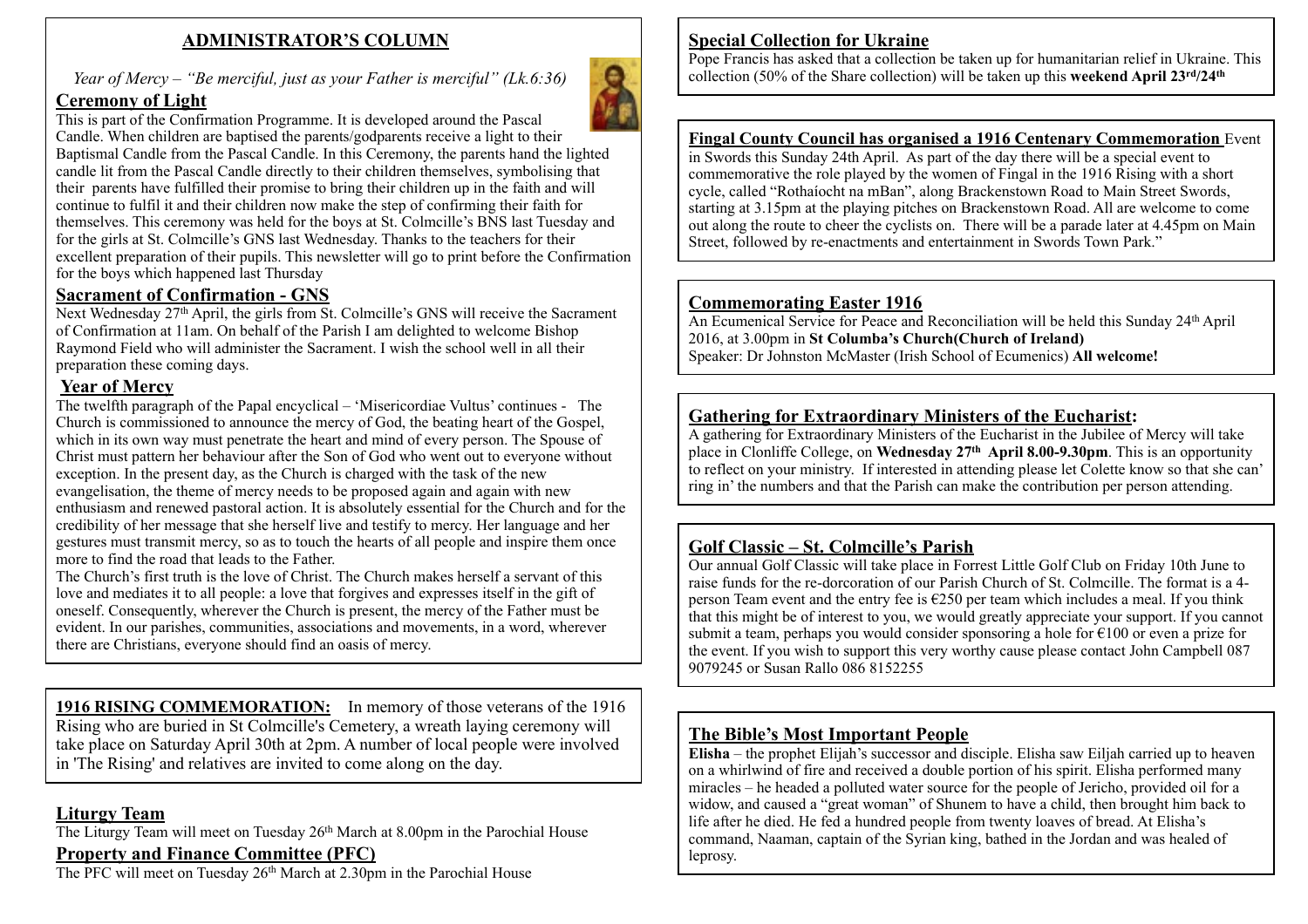## ADMINISTRATOR'S COLUMN

*Year of Mercy – "Be merciful, just as your Father is merciful" (Lk.6:36)*

### Ceremony of Light

This is part of the Confirmation Programme. It is developed around the Pascal Candle. When children are baptised the parents/godparents receive a light to their Baptismal Candle from the Pascal Candle. In this Ceremony, the parents hand the lighted candle lit from the Pascal Candle directly to their children themselves, symbolising that their parents have fulfilled their promise to bring their children up in the faith and will continue to fulfil it and their children now make the step of confirming their faith for themselves. This ceremony was held for the boys at St. Colmcille's BNS last Tuesday and for the girls at St. Colmcille's GNS last Wednesday. Thanks to the teachers for their excellent preparation of their pupils. This newsletter will go to print before the Confirmation for the boys which happened last Thursday

### Sacrament of Confirmation - GNS

Next Wednesday 27th April, the girls from St. Colmcille's GNS will receive the Sacrament of Confirmation at 11am. On behalf of the Parish I am delighted to welcome Bishop Raymond Field who will administer the Sacrament. I wish the school well in all their preparation these coming days.

### Year of Mercy

The twelfth paragraph of the Papal encyclical – 'Misericordiae Vultus' continues - The Church is commissioned to announce the mercy of God, the beating heart of the Gospel, which in its own way must penetrate the heart and mind of every person. The Spouse of Christ must pattern her behaviour after the Son of God who went out to everyone without exception. In the present day, as the Church is charged with the task of the new evangelisation, the theme of mercy needs to be proposed again and again with new enthusiasm and renewed pastoral action. It is absolutely essential for the Church and for the credibility of her message that she herself live and testify to mercy. Her language and her gestures must transmit mercy, so as to touch the hearts of all people and inspire them once more to find the road that leads to the Father.

The Church's first truth is the love of Christ. The Church makes herself a servant of this love and mediates it to all people: a love that forgives and expresses itself in the gift of oneself. Consequently, wherever the Church is present, the mercy of the Father must be evident. In our parishes, communities, associations and movements, in a word, wherever there are Christians, everyone should find an oasis of mercy.

**1916 RISING COMMEMORATION:** In memory of those veterans of the 1916 Rising who are buried in St Colmcille's Cemetery, a wreath laying ceremony will take place on Saturday April 30th at 2pm. A number of local people were involved in 'The Rising' and relatives are invited to come along on the day.

### Liturgy Team

The Liturgy Team will meet on Tuesday 26th March at 8.00pm in the Parochial House

### Property and Finance Committee (PFC)

The PFC will meet on Tuesday 26th March at 2.30pm in the Parochial House

### Special Collection for Ukraine

Pope Francis has asked that a collection be taken up for humanitarian relief in Ukraine. This collection (50% of the Share collection) will be taken up this **weekend April 23rd/24th**

**Fingal County Council has organised a 1916 Centenary Commemoration** Event in Swords this Sunday 24th April. As part of the day there will be a special event to commemorative the role played by the women of Fingal in the 1916 Rising with a short cycle, called "Rothaíocht na mBan", along Brackenstown Road to Main Street Swords, starting at 3.15pm at the playing pitches on Brackenstown Road. All are welcome to come out along the route to cheer the cyclists on. There will be a parade later at 4.45pm on Main Street, followed by re-enactments and entertainment in Swords Town Park."

### Commemorating Easter 1916

An Ecumenical Service for Peace and Reconciliation will be held this Sunday 24th April 2016, at 3.00pm in **St Columba's Church(Church of Ireland)**

Speaker: Dr Johnston McMaster (Irish School of Ecumenics) **All welcome!**

### Gathering for Extraordinary Ministers of the Eucharist:

A gathering for Extraordinary Ministers of the Eucharist in the Jubilee of Mercy will take place in Clonliffe College, on **Wednesday 27th April 8.00-9.30pm**. This is an opportunity to reflect on your ministry. If interested in attending please let Colette know so that she can' ring in' the numbers and that the Parish can make the contribution per person attending.

### Golf Classic – St. Colmcille's Parish

Our annual Golf Classic will take place in Forrest Little Golf Club on Friday 10th June to raise funds for the re-dorcoration of our Parish Church of St. Colmcille. The format is a 4-person Team event and the entry fee is €250 per team which includes a meal. If you think that this might be of interest to you, we would greatly appreciate your support. If you cannot submit a team, perhaps you would consider sponsoring a hole for €100 or even a prize for the event. If you wish to support this very worthy cause please contact John Campbell 087 9079245 or Susan Rallo 086 8152255

### The Bible's Most Important People

**Elisha** – the prophet Elijah's successor and disciple. Elisha saw Eiljah carried up to heaven on a whirlwind of fire and received a double portion of his spirit. Elisha performed many miracles – he headed a polluted water source for the people of Jericho, provided oil for a widow, and caused a "great woman" of Shunem to have a child, then brought him back to life after he died. He fed a hundred people from twenty loaves of bread. At Elisha's command, Naaman, captain of the Syrian king, bathed in the Jordan and was healed of leprosy.